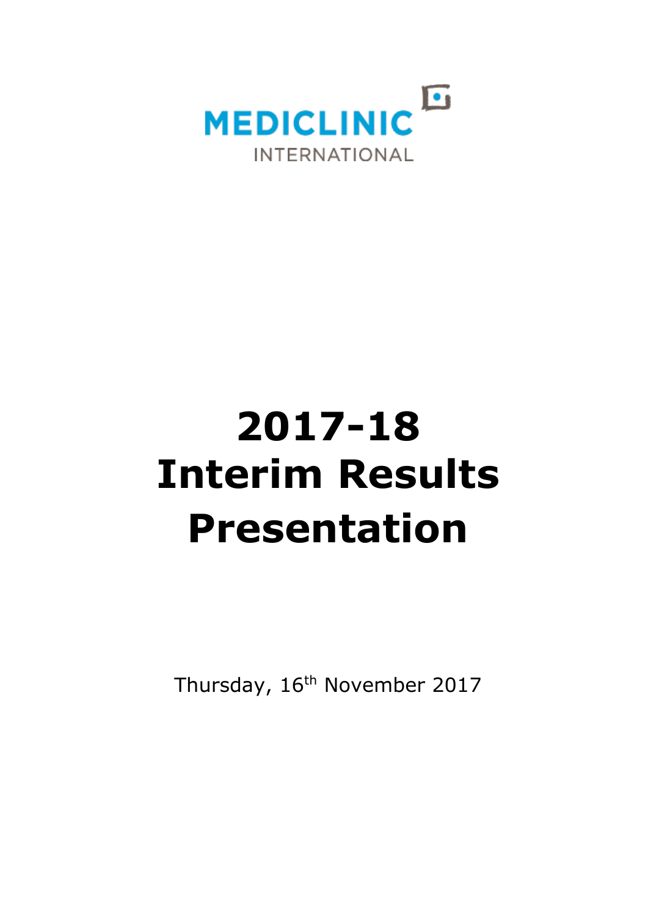MEDICLINIC

INTERNATIONAL

# 2017-18 Interim Results Presentation

Thursday, 16th November 2017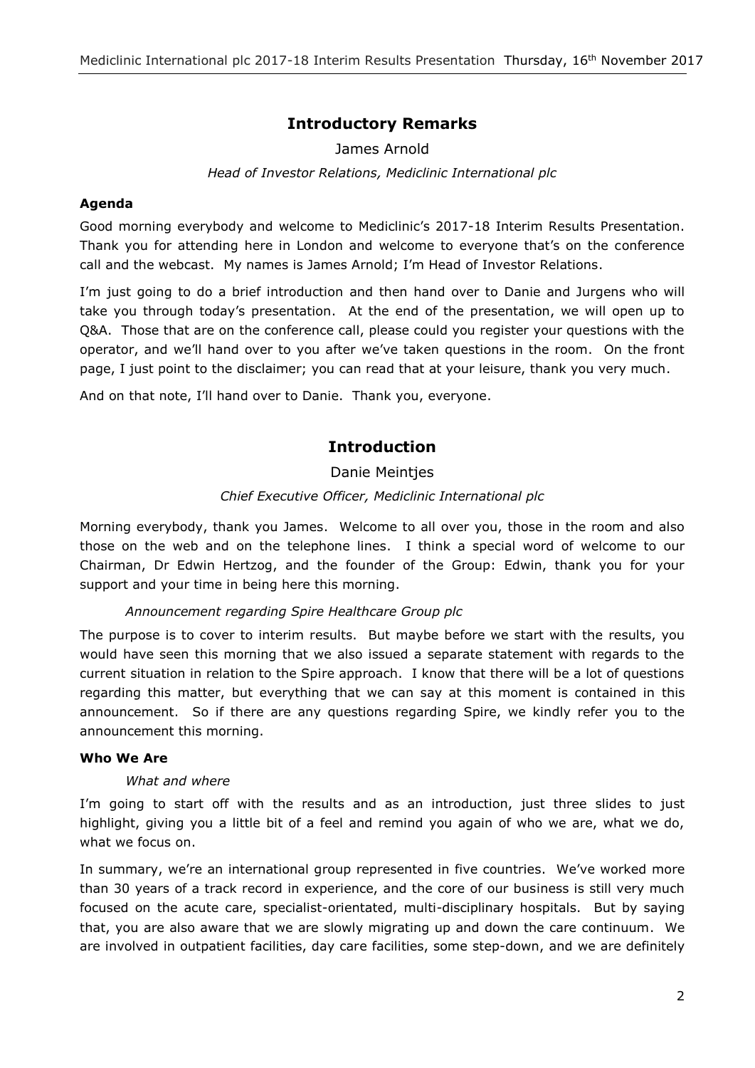## Introductory Remarks

James Arnold

*Head of Investor Relations, Mediclinic International plc*

### Agenda

Good morning everybody and welcome to Mediclinic's 2017-18 Interim Results Presentation. Thank you for attending here in London and welcome to everyone that's on the conference call and the webcast. My names is James Arnold; I'm Head of Investor Relations.

I'm just going to do a brief introduction and then hand over to Danie and Jurgens who will take you through today's presentation. At the end of the presentation, we will open up to Q&A. Those that are on the conference call, please could you register your questions with the operator, and we'll hand over to you after we've taken questions in the room. On the front page, I just point to the disclaimer; you can read that at your leisure, thank you very much.

And on that note, I'll hand over to Danie. Thank you, everyone.

## Introduction

Danie Meintjes

*Chief Executive Officer, Mediclinic International plc*

Morning everybody, thank you James. Welcome to all over you, those in the room and also those on the web and on the telephone lines. I think a special word of welcome to our Chairman, Dr Edwin Hertzog, and the founder of the Group: Edwin, thank you for your support and your time in being here this morning.

*Announcement regarding Spire Healthcare Group plc*

The purpose is to cover to interim results. But maybe before we start with the results, you would have seen this morning that we also issued a separate statement with regards to the current situation in relation to the Spire approach. I know that there will be a lot of questions regarding this matter, but everything that we can say at this moment is contained in this announcement. So if there are any questions regarding Spire, we kindly refer you to the announcement this morning.

### Who We Are

*What and where*

I'm going to start off with the results and as an introduction, just three slides to just highlight, giving you a little bit of a feel and remind you again of who we are, what we do, what we focus on.

In summary, we're an international group represented in five countries. We've worked more than 30 years of a track record in experience, and the core of our business is still very much focused on the acute care, specialist-orientated, multi-disciplinary hospitals. But by saying that, you are also aware that we are slowly migrating up and down the care continuum. We are involved in outpatient facilities, day care facilities, some step-down, and we are definitely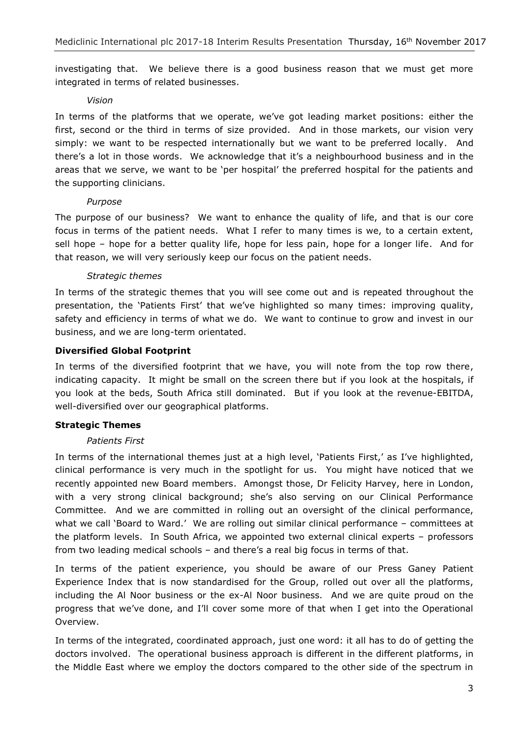investigating that. We believe there is a good business reason that we must get more integrated in terms of related businesses.

*Vision*

In terms of the platforms that we operate, we've got leading market positions: either the first, second or the third in terms of size provided. And in those markets, our vision very simply: we want to be respected internationally but we want to be preferred locally. And there's a lot in those words. We acknowledge that it's a neighbourhood business and in the areas that we serve, we want to be 'per hospital' the preferred hospital for the patients and the supporting clinicians.

*Purpose*

The purpose of our business? We want to enhance the quality of life, and that is our core focus in terms of the patient needs. What I refer to many times is we, to a certain extent, sell hope – hope for a better quality life, hope for less pain, hope for a longer life. And for that reason, we will very seriously keep our focus on the patient needs.

*Strategic themes*

In terms of the strategic themes that you will see come out and is repeated throughout the presentation, the 'Patients First' that we've highlighted so many times: improving quality, safety and efficiency in terms of what we do. We want to continue to grow and invest in our business, and we are long-term orientated.

**Diversified Global Footprint**

In terms of the diversified footprint that we have, you will note from the top row there, indicating capacity. It might be small on the screen there but if you look at the hospitals, if you look at the beds, South Africa still dominated. But if you look at the revenue-EBITDA, well-diversified over our geographical platforms.

**Strategic Themes**

*Patients First*

In terms of the international themes just at a high level, 'Patients First,' as I've highlighted, clinical performance is very much in the spotlight for us. You might have noticed that we recently appointed new Board members. Amongst those, Dr Felicity Harvey, here in London, with a very strong clinical background; she's also serving on our Clinical Performance Committee. And we are committed in rolling out an oversight of the clinical performance, what we call 'Board to Ward.' We are rolling out similar clinical performance – committees at the platform levels. In South Africa, we appointed two external clinical experts – professors from two leading medical schools – and there's a real big focus in terms of that.

In terms of the patient experience, you should be aware of our Press Ganey Patient Experience Index that is now standardised for the Group, rolled out over all the platforms, including the Al Noor business or the ex-Al Noor business. And we are quite proud on the progress that we've done, and I'll cover some more of that when I get into the Operational Overview.

In terms of the integrated, coordinated approach, just one word: it all has to do of getting the doctors involved. The operational business approach is different in the different platforms, in the Middle East where we employ the doctors compared to the other side of the spectrum in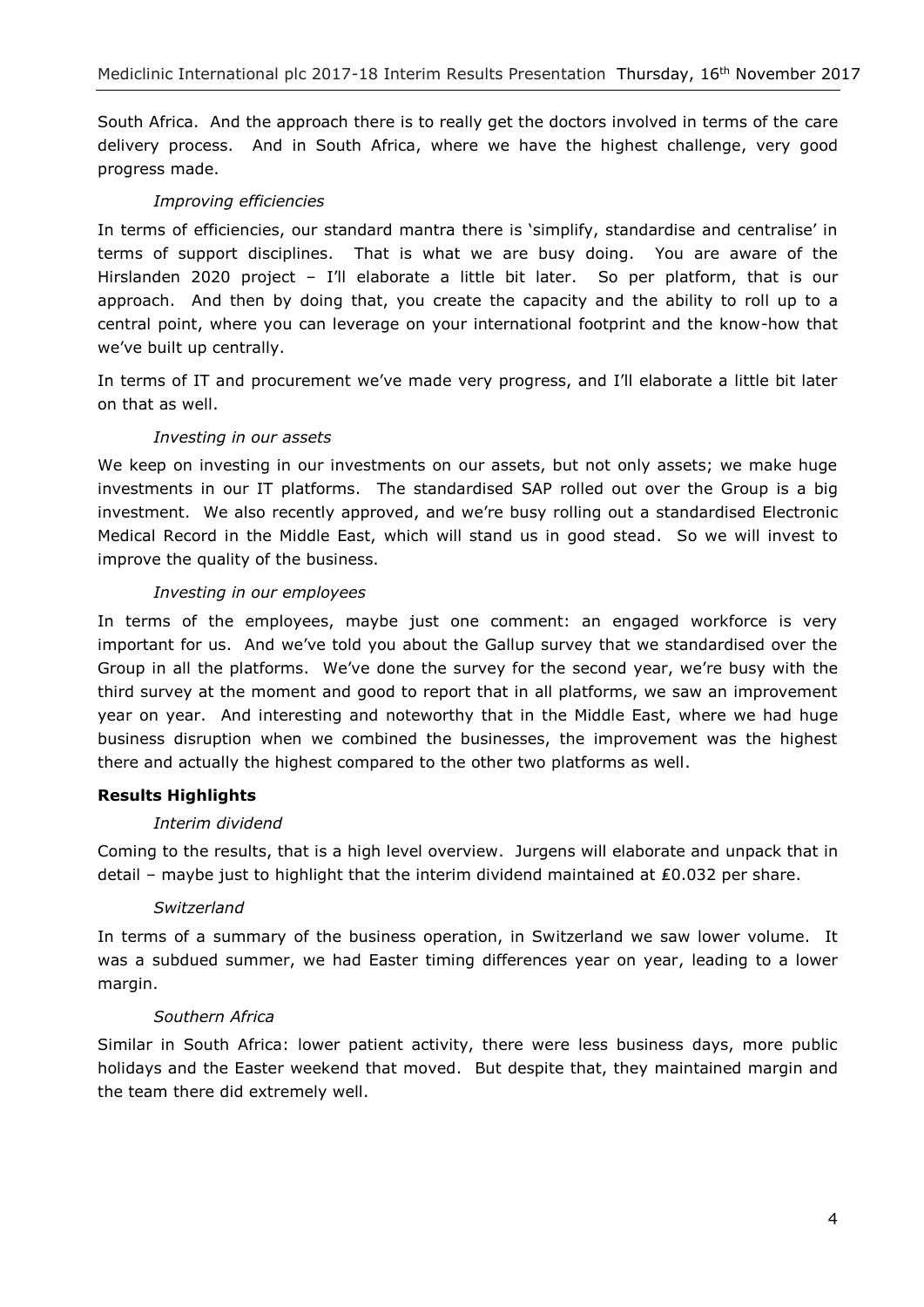South Africa. And the approach there is to really get the doctors involved in terms of the care delivery process. And in South Africa, where we have the highest challenge, very good progress made.

*Improving efficiencies*

In terms of efficiencies, our standard mantra there is 'simplify, standardise and centralise' in terms of support disciplines. That is what we are busy doing. You are aware of the Hirslanden 2020 project – I'll elaborate a little bit later. So per platform, that is our approach. And then by doing that, you create the capacity and the ability to roll up to a central point, where you can leverage on your international footprint and the know-how that we've built up centrally.

In terms of IT and procurement we've made very progress, and I'll elaborate a little bit later on that as well.

*Investing in our assets*

We keep on investing in our investments on our assets, but not only assets; we make huge investments in our IT platforms. The standardised SAP rolled out over the Group is a big investment. We also recently approved, and we're busy rolling out a standardised Electronic Medical Record in the Middle East, which will stand us in good stead. So we will invest to improve the quality of the business.

*Investing in our employees*

In terms of the employees, maybe just one comment: an engaged workforce is very important for us. And we've told you about the Gallup survey that we standardised over the Group in all the platforms. We've done the survey for the second year, we're busy with the third survey at the moment and good to report that in all platforms, we saw an improvement year on year. And interesting and noteworthy that in the Middle East, where we had huge business disruption when we combined the businesses, the improvement was the highest there and actually the highest compared to the other two platforms as well.

**Results Highlights**

*Interim dividend*

Coming to the results, that is a high level overview. Jurgens will elaborate and unpack that in detail – maybe just to highlight that the interim dividend maintained at £0.032 per share.

*Switzerland*

In terms of a summary of the business operation, in Switzerland we saw lower volume. It was a subdued summer, we had Easter timing differences year on year, leading to a lower margin.

*Southern Africa*

Similar in South Africa: lower patient activity, there were less business days, more public holidays and the Easter weekend that moved. But despite that, they maintained margin and the team there did extremely well.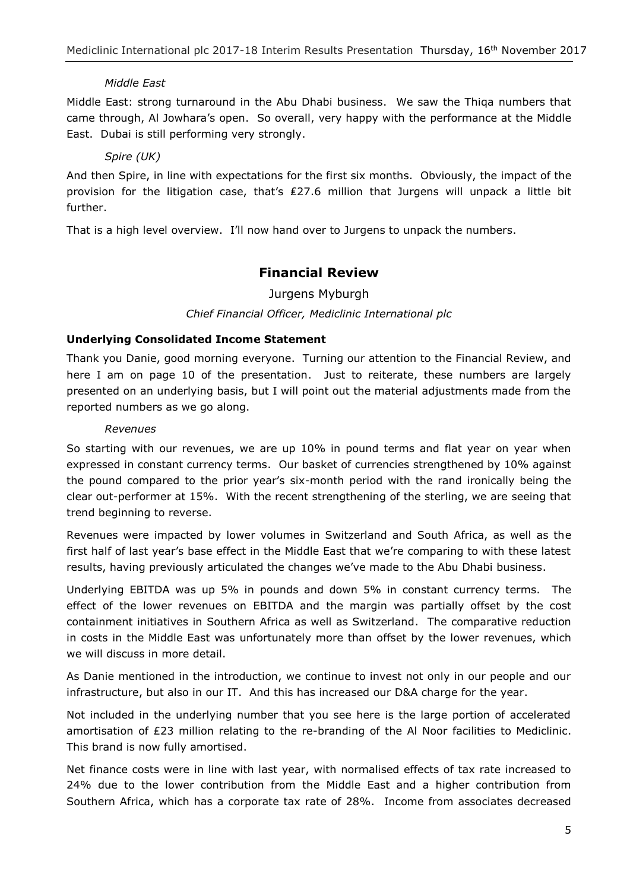*Middle East*

Middle East: strong turnaround in the Abu Dhabi business. We saw the Thiqa numbers that came through, Al Jowhara's open. So overall, very happy with the performance at the Middle East. Dubai is still performing very strongly.

*Spire (UK)*

And then Spire, in line with expectations for the first six months. Obviously, the impact of the provision for the litigation case, that's £27.6 million that Jurgens will unpack a little bit further.

That is a high level overview. I'll now hand over to Jurgens to unpack the numbers.

## Financial Review

Jurgens Myburgh

*Chief Financial Officer, Mediclinic International plc*

### Underlying Consolidated Income Statement

Thank you Danie, good morning everyone. Turning our attention to the Financial Review, and here I am on page 10 of the presentation. Just to reiterate, these numbers are largely presented on an underlying basis, but I will point out the material adjustments made from the reported numbers as we go along.

*Revenues*

So starting with our revenues, we are up 10% in pound terms and flat year on year when expressed in constant currency terms. Our basket of currencies strengthened by 10% against the pound compared to the prior year's six-month period with the rand ironically being the clear out-performer at 15%. With the recent strengthening of the sterling, we are seeing that trend beginning to reverse.

Revenues were impacted by lower volumes in Switzerland and South Africa, as well as the first half of last year's base effect in the Middle East that we're comparing to with these latest results, having previously articulated the changes we've made to the Abu Dhabi business.

Underlying EBITDA was up 5% in pounds and down 5% in constant currency terms. The effect of the lower revenues on EBITDA and the margin was partially offset by the cost containment initiatives in Southern Africa as well as Switzerland. The comparative reduction in costs in the Middle East was unfortunately more than offset by the lower revenues, which we will discuss in more detail.

As Danie mentioned in the introduction, we continue to invest not only in our people and our infrastructure, but also in our IT. And this has increased our D&A charge for the year.

Not included in the underlying number that you see here is the large portion of accelerated amortisation of £23 million relating to the re-branding of the Al Noor facilities to Mediclinic. This brand is now fully amortised.

Net finance costs were in line with last year, with normalised effects of tax rate increased to 24% due to the lower contribution from the Middle East and a higher contribution from Southern Africa, which has a corporate tax rate of 28%. Income from associates decreased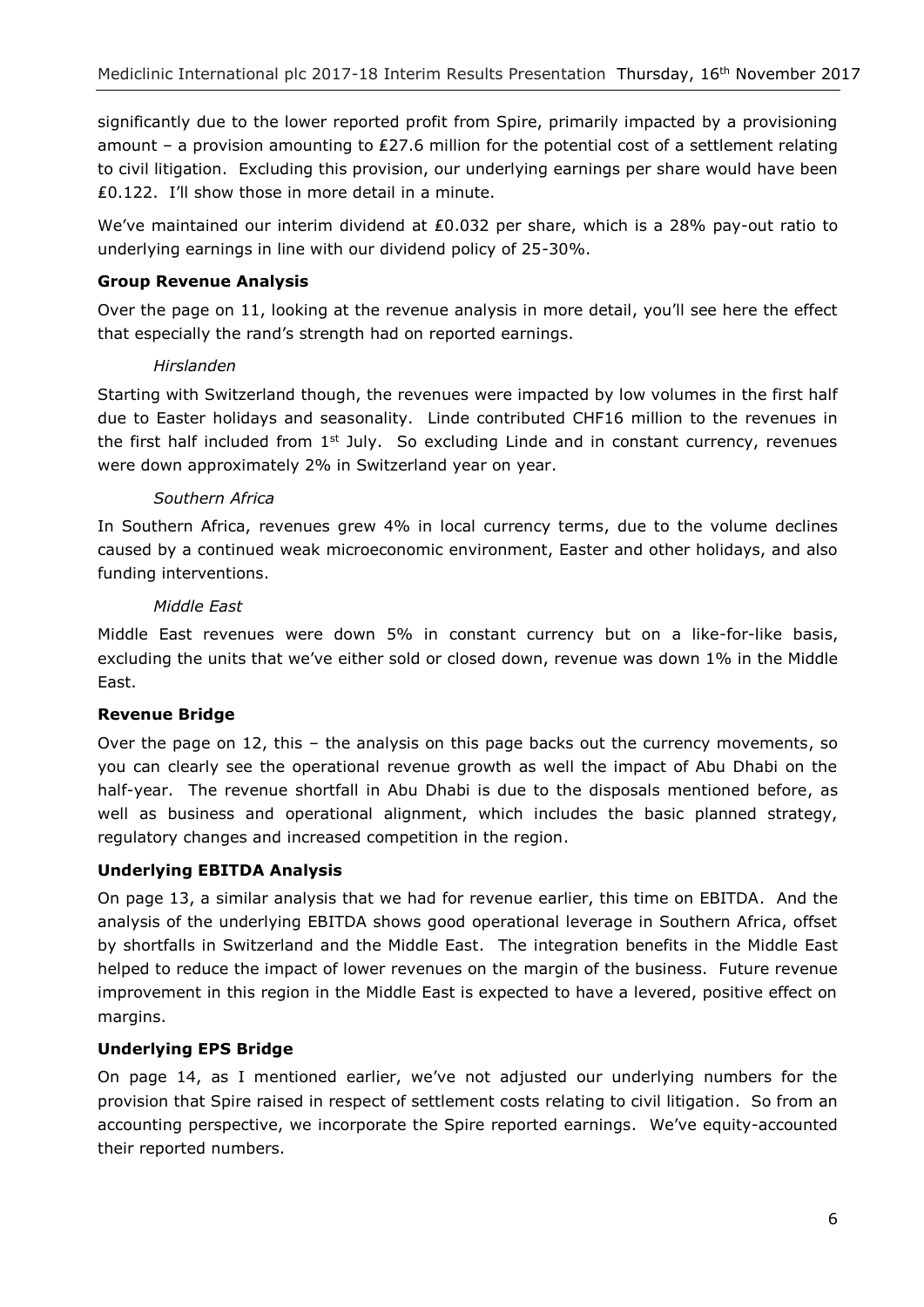significantly due to the lower reported profit from Spire, primarily impacted by a provisioning amount – a provision amounting to £27.6 million for the potential cost of a settlement relating to civil litigation. Excluding this provision, our underlying earnings per share would have been £0.122. I'll show those in more detail in a minute.

We've maintained our interim dividend at £0.032 per share, which is a 28% pay-out ratio to underlying earnings in line with our dividend policy of 25-30%.

**Group Revenue Analysis**

Over the page on 11, looking at the revenue analysis in more detail, you'll see here the effect that especially the rand's strength had on reported earnings.

*Hirslanden*

Starting with Switzerland though, the revenues were impacted by low volumes in the first half due to Easter holidays and seasonality. Linde contributed CHF16 million to the revenues in the first half included from 1st July. So excluding Linde and in constant currency, revenues were down approximately 2% in Switzerland year on year.

*Southern Africa*

In Southern Africa, revenues grew 4% in local currency terms, due to the volume declines caused by a continued weak microeconomic environment, Easter and other holidays, and also funding interventions.

*Middle East*

Middle East revenues were down 5% in constant currency but on a like-for-like basis, excluding the units that we've either sold or closed down, revenue was down 1% in the Middle East.

**Revenue Bridge**

Over the page on 12, this – the analysis on this page backs out the currency movements, so you can clearly see the operational revenue growth as well the impact of Abu Dhabi on the half-year. The revenue shortfall in Abu Dhabi is due to the disposals mentioned before, as well as business and operational alignment, which includes the basic planned strategy, regulatory changes and increased competition in the region.

**Underlying EBITDA Analysis**

On page 13, a similar analysis that we had for revenue earlier, this time on EBITDA. And the analysis of the underlying EBITDA shows good operational leverage in Southern Africa, offset by shortfalls in Switzerland and the Middle East. The integration benefits in the Middle East helped to reduce the impact of lower revenues on the margin of the business. Future revenue improvement in this region in the Middle East is expected to have a levered, positive effect on margins.

**Underlying EPS Bridge**

On page 14, as I mentioned earlier, we've not adjusted our underlying numbers for the provision that Spire raised in respect of settlement costs relating to civil litigation. So from an accounting perspective, we incorporate the Spire reported earnings. We've equity-accounted their reported numbers.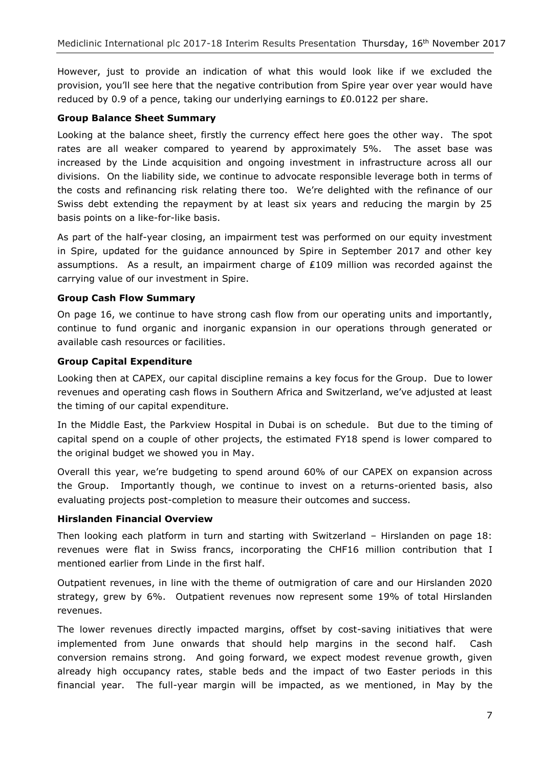However, just to provide an indication of what this would look like if we excluded the provision, you'll see here that the negative contribution from Spire year over year would have reduced by 0.9 of a pence, taking our underlying earnings to £0.0122 per share.

**Group Balance Sheet Summary**

Looking at the balance sheet, firstly the currency effect here goes the other way. The spot rates are all weaker compared to yearend by approximately 5%. The asset base was increased by the Linde acquisition and ongoing investment in infrastructure across all our divisions. On the liability side, we continue to advocate responsible leverage both in terms of the costs and refinancing risk relating there too. We're delighted with the refinance of our Swiss debt extending the repayment by at least six years and reducing the margin by 25 basis points on a like-for-like basis.

As part of the half-year closing, an impairment test was performed on our equity investment in Spire, updated for the guidance announced by Spire in September 2017 and other key assumptions. As a result, an impairment charge of £109 million was recorded against the carrying value of our investment in Spire.

**Group Cash Flow Summary**

On page 16, we continue to have strong cash flow from our operating units and importantly, continue to fund organic and inorganic expansion in our operations through generated or available cash resources or facilities.

**Group Capital Expenditure**

Looking then at CAPEX, our capital discipline remains a key focus for the Group. Due to lower revenues and operating cash flows in Southern Africa and Switzerland, we've adjusted at least the timing of our capital expenditure.

In the Middle East, the Parkview Hospital in Dubai is on schedule. But due to the timing of capital spend on a couple of other projects, the estimated FY18 spend is lower compared to the original budget we showed you in May.

Overall this year, we're budgeting to spend around 60% of our CAPEX on expansion across the Group. Importantly though, we continue to invest on a returns-oriented basis, also evaluating projects post-completion to measure their outcomes and success.

**Hirslanden Financial Overview**

Then looking each platform in turn and starting with Switzerland – Hirslanden on page 18: revenues were flat in Swiss francs, incorporating the CHF16 million contribution that I mentioned earlier from Linde in the first half.

Outpatient revenues, in line with the theme of outmigration of care and our Hirslanden 2020 strategy, grew by 6%. Outpatient revenues now represent some 19% of total Hirslanden revenues.

The lower revenues directly impacted margins, offset by cost-saving initiatives that were implemented from June onwards that should help margins in the second half. Cash conversion remains strong. And going forward, we expect modest revenue growth, given already high occupancy rates, stable beds and the impact of two Easter periods in this financial year. The full-year margin will be impacted, as we mentioned, in May by the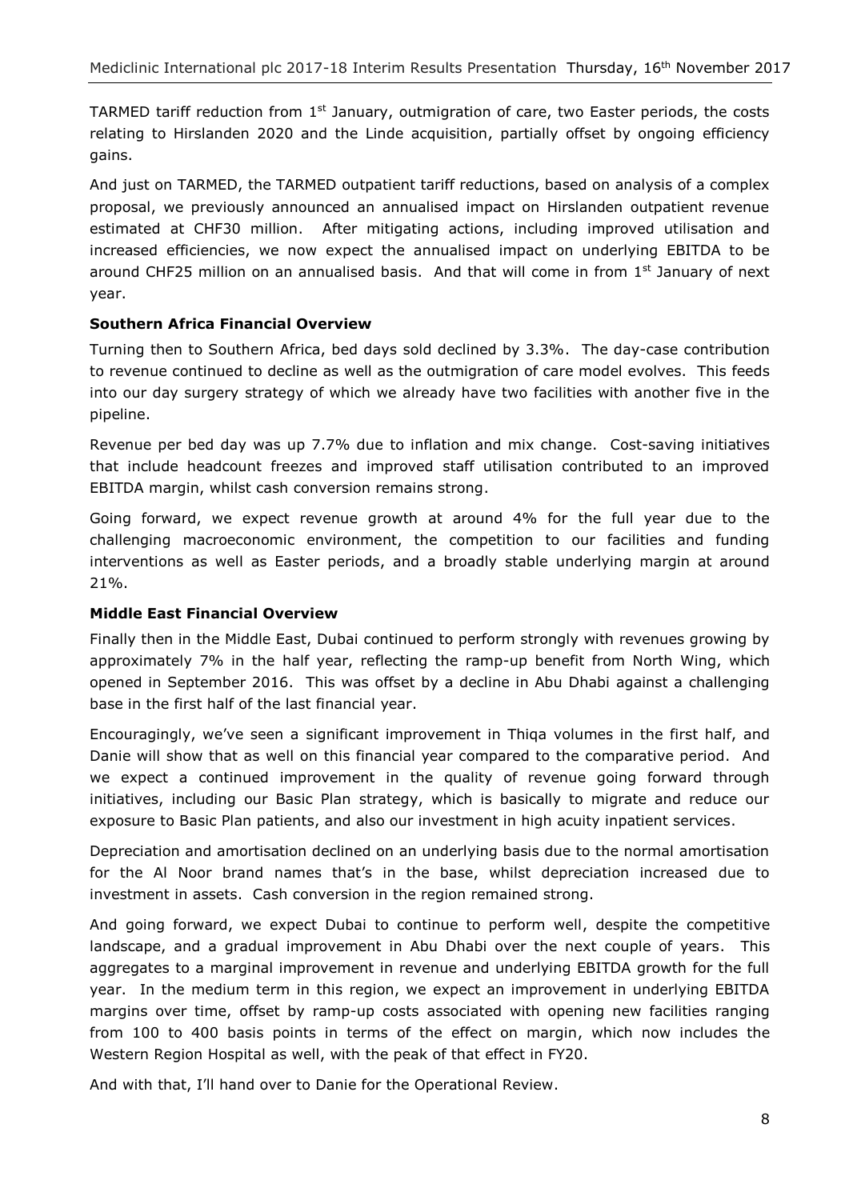TARMED tariff reduction from 1st January, outmigration of care, two Easter periods, the costs relating to Hirslanden 2020 and the Linde acquisition, partially offset by ongoing efficiency gains.

And just on TARMED, the TARMED outpatient tariff reductions, based on analysis of a complex proposal, we previously announced an annualised impact on Hirslanden outpatient revenue estimated at CHF30 million. After mitigating actions, including improved utilisation and increased efficiencies, we now expect the annualised impact on underlying EBITDA to be around CHF25 million on an annualised basis. And that will come in from 1st January of next year.

**Southern Africa Financial Overview**

Turning then to Southern Africa, bed days sold declined by 3.3%. The day-case contribution to revenue continued to decline as well as the outmigration of care model evolves. This feeds into our day surgery strategy of which we already have two facilities with another five in the pipeline.

Revenue per bed day was up 7.7% due to inflation and mix change. Cost-saving initiatives that include headcount freezes and improved staff utilisation contributed to an improved EBITDA margin, whilst cash conversion remains strong.

Going forward, we expect revenue growth at around 4% for the full year due to the challenging macroeconomic environment, the competition to our facilities and funding interventions as well as Easter periods, and a broadly stable underlying margin at around 21%.

**Middle East Financial Overview**

Finally then in the Middle East, Dubai continued to perform strongly with revenues growing by approximately 7% in the half year, reflecting the ramp-up benefit from North Wing, which opened in September 2016. This was offset by a decline in Abu Dhabi against a challenging base in the first half of the last financial year.

Encouragingly, we've seen a significant improvement in Thiqa volumes in the first half, and Danie will show that as well on this financial year compared to the comparative period. And we expect a continued improvement in the quality of revenue going forward through initiatives, including our Basic Plan strategy, which is basically to migrate and reduce our exposure to Basic Plan patients, and also our investment in high acuity inpatient services.

Depreciation and amortisation declined on an underlying basis due to the normal amortisation for the Al Noor brand names that's in the base, whilst depreciation increased due to investment in assets. Cash conversion in the region remained strong.

And going forward, we expect Dubai to continue to perform well, despite the competitive landscape, and a gradual improvement in Abu Dhabi over the next couple of years. This aggregates to a marginal improvement in revenue and underlying EBITDA growth for the full year. In the medium term in this region, we expect an improvement in underlying EBITDA margins over time, offset by ramp-up costs associated with opening new facilities ranging from 100 to 400 basis points in terms of the effect on margin, which now includes the Western Region Hospital as well, with the peak of that effect in FY20.

And with that, I'll hand over to Danie for the Operational Review.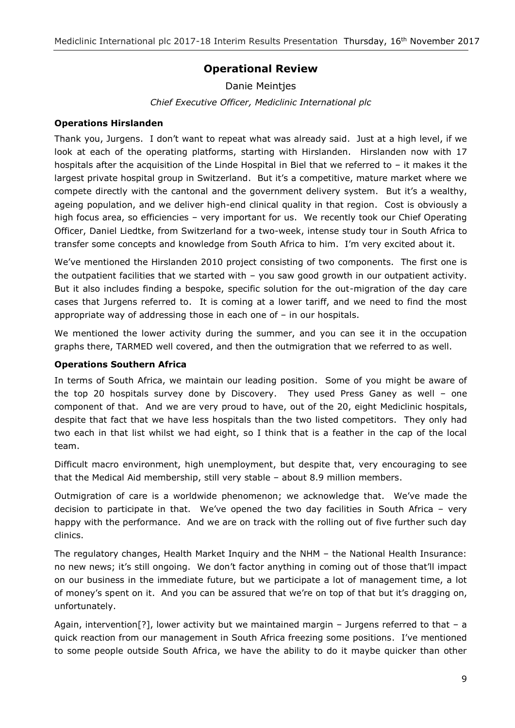## Operational Review

Danie Meintjes

*Chief Executive Officer, Mediclinic International plc*

### Operations Hirslanden

Thank you, Jurgens. I don't want to repeat what was already said. Just at a high level, if we look at each of the operating platforms, starting with Hirslanden. Hirslanden now with 17 hospitals after the acquisition of the Linde Hospital in Biel that we referred to – it makes it the largest private hospital group in Switzerland. But it's a competitive, mature market where we compete directly with the cantonal and the government delivery system. But it's a wealthy, ageing population, and we deliver high-end clinical quality in that region. Cost is obviously a high focus area, so efficiencies – very important for us. We recently took our Chief Operating Officer, Daniel Liedtke, from Switzerland for a two-week, intense study tour in South Africa to transfer some concepts and knowledge from South Africa to him. I'm very excited about it.

We've mentioned the Hirslanden 2010 project consisting of two components. The first one is the outpatient facilities that we started with – you saw good growth in our outpatient activity. But it also includes finding a bespoke, specific solution for the out-migration of the day care cases that Jurgens referred to. It is coming at a lower tariff, and we need to find the most appropriate way of addressing those in each one of – in our hospitals.

We mentioned the lower activity during the summer, and you can see it in the occupation graphs there, TARMED well covered, and then the outmigration that we referred to as well.

### Operations Southern Africa

In terms of South Africa, we maintain our leading position. Some of you might be aware of the top 20 hospitals survey done by Discovery. They used Press Ganey as well – one component of that. And we are very proud to have, out of the 20, eight Mediclinic hospitals, despite that fact that we have less hospitals than the two listed competitors. They only had two each in that list whilst we had eight, so I think that is a feather in the cap of the local team.

Difficult macro environment, high unemployment, but despite that, very encouraging to see that the Medical Aid membership, still very stable – about 8.9 million members.

Outmigration of care is a worldwide phenomenon; we acknowledge that. We've made the decision to participate in that. We've opened the two day facilities in South Africa – very happy with the performance. And we are on track with the rolling out of five further such day clinics.

The regulatory changes, Health Market Inquiry and the NHM – the National Health Insurance: no new news; it's still ongoing. We don't factor anything in coming out of those that'll impact on our business in the immediate future, but we participate a lot of management time, a lot of money's spent on it. And you can be assured that we're on top of that but it's dragging on, unfortunately.

Again, intervention[?], lower activity but we maintained margin – Jurgens referred to that – a quick reaction from our management in South Africa freezing some positions. I've mentioned to some people outside South Africa, we have the ability to do it maybe quicker than other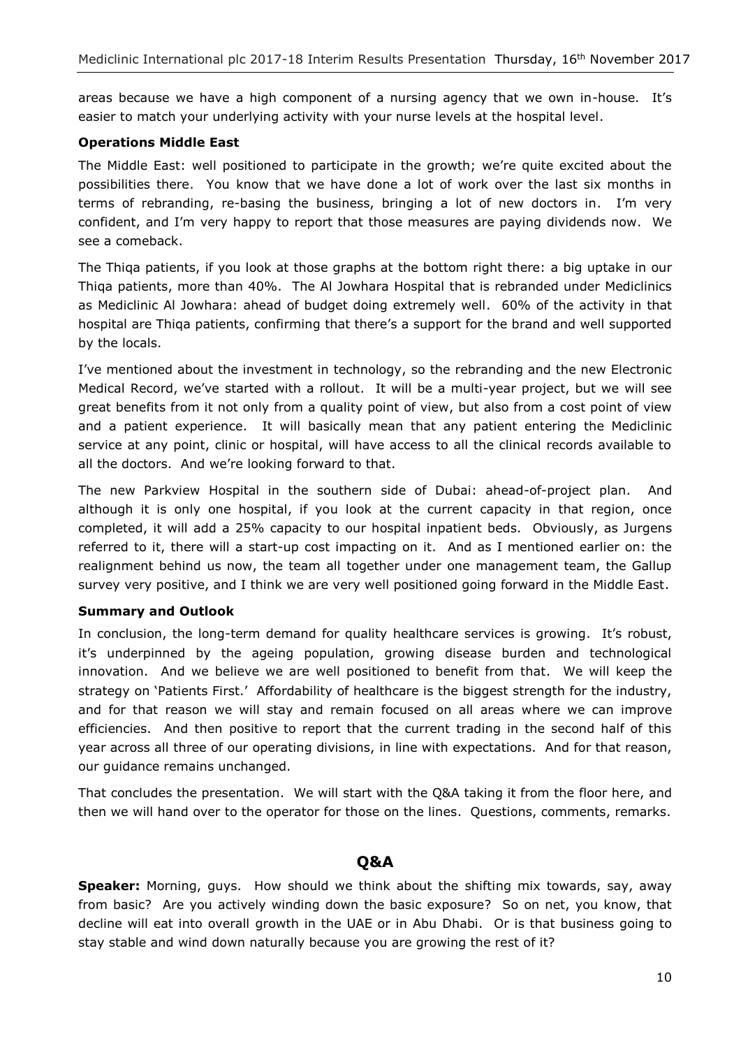areas because we have a high component of a nursing agency that we own in-house. It's easier to match your underlying activity with your nurse levels at the hospital level.

**Operations Middle East**

The Middle East: well positioned to participate in the growth; we're quite excited about the possibilities there. You know that we have done a lot of work over the last six months in terms of rebranding, re-basing the business, bringing a lot of new doctors in. I'm very confident, and I'm very happy to report that those measures are paying dividends now. We see a comeback.

The Thiqa patients, if you look at those graphs at the bottom right there: a big uptake in our Thiqa patients, more than 40%. The Al Jowhara Hospital that is rebranded under Mediclinics as Mediclinic Al Jowhara: ahead of budget doing extremely well. 60% of the activity in that hospital are Thiqa patients, confirming that there's a support for the brand and well supported by the locals.

I've mentioned about the investment in technology, so the rebranding and the new Electronic Medical Record, we've started with a rollout. It will be a multi-year project, but we will see great benefits from it not only from a quality point of view, but also from a cost point of view and a patient experience. It will basically mean that any patient entering the Mediclinic service at any point, clinic or hospital, will have access to all the clinical records available to all the doctors. And we're looking forward to that.

The new Parkview Hospital in the southern side of Dubai: ahead-of-project plan. And although it is only one hospital, if you look at the current capacity in that region, once completed, it will add a 25% capacity to our hospital inpatient beds. Obviously, as Jurgens referred to it, there will a start-up cost impacting on it. And as I mentioned earlier on: the realignment behind us now, the team all together under one management team, the Gallup survey very positive, and I think we are very well positioned going forward in the Middle East.

**Summary and Outlook**

In conclusion, the long-term demand for quality healthcare services is growing. It's robust, it's underpinned by the ageing population, growing disease burden and technological innovation. And we believe we are well positioned to benefit from that. We will keep the strategy on 'Patients First.' Affordability of healthcare is the biggest strength for the industry, and for that reason we will stay and remain focused on all areas where we can improve efficiencies. And then positive to report that the current trading in the second half of this year across all three of our operating divisions, in line with expectations. And for that reason, our guidance remains unchanged.

That concludes the presentation. We will start with the Q&A taking it from the floor here, and then we will hand over to the operator for those on the lines. Questions, comments, remarks.

## Q&A

**Speaker:** Morning, guys. How should we think about the shifting mix towards, say, away from basic? Are you actively winding down the basic exposure? So on net, you know, that decline will eat into overall growth in the UAE or in Abu Dhabi. Or is that business going to stay stable and wind down naturally because you are growing the rest of it?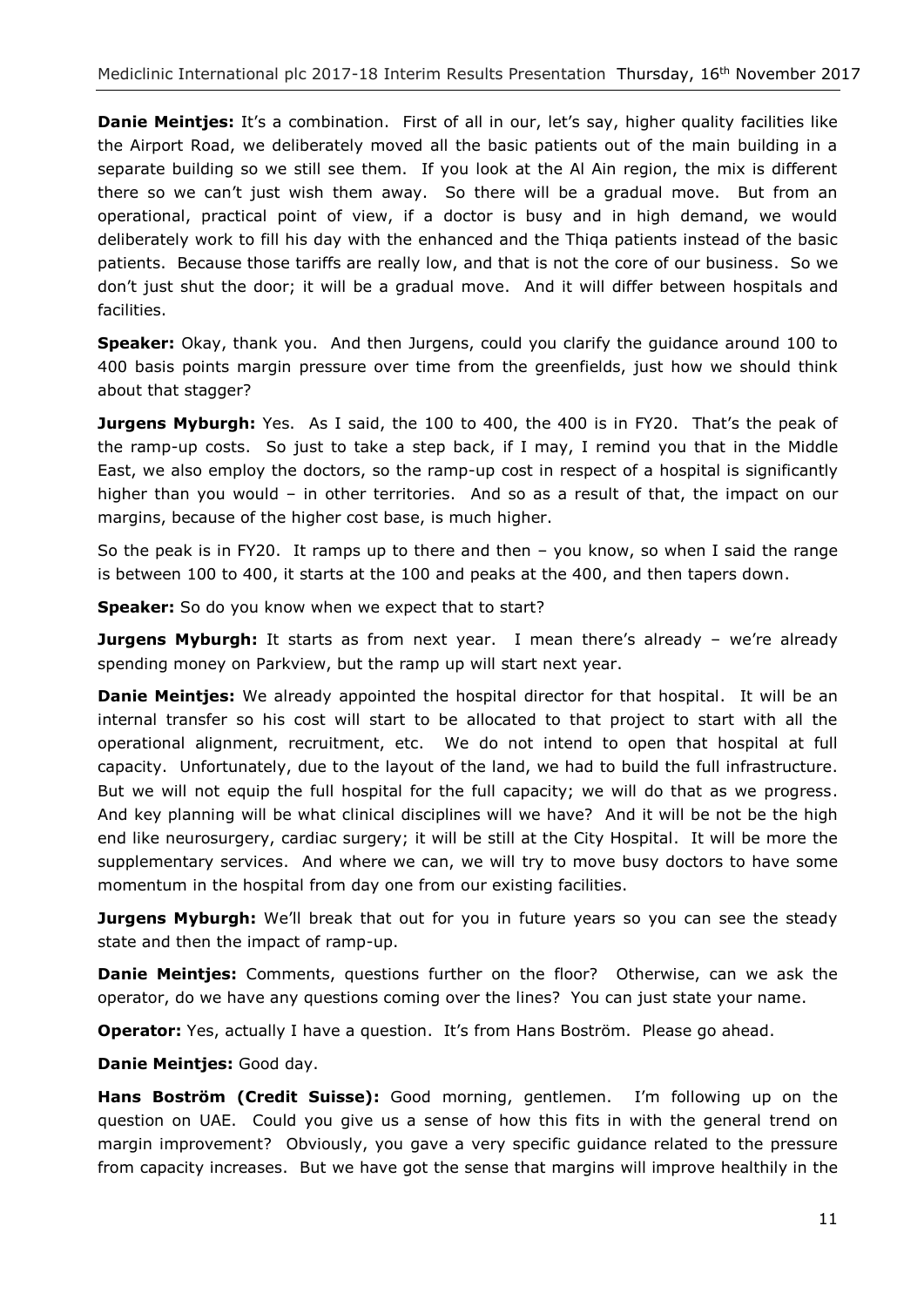**Danie Meintjes:** It's a combination. First of all in our, let's say, higher quality facilities like the Airport Road, we deliberately moved all the basic patients out of the main building in a separate building so we still see them. If you look at the Al Ain region, the mix is different there so we can't just wish them away. So there will be a gradual move. But from an operational, practical point of view, if a doctor is busy and in high demand, we would deliberately work to fill his day with the enhanced and the Thiqa patients instead of the basic patients. Because those tariffs are really low, and that is not the core of our business. So we don't just shut the door; it will be a gradual move. And it will differ between hospitals and facilities.

**Speaker:** Okay, thank you. And then Jurgens, could you clarify the guidance around 100 to 400 basis points margin pressure over time from the greenfields, just how we should think about that stagger?

**Jurgens Myburgh:** Yes. As I said, the 100 to 400, the 400 is in FY20. That's the peak of the ramp-up costs. So just to take a step back, if I may, I remind you that in the Middle East, we also employ the doctors, so the ramp-up cost in respect of a hospital is significantly higher than you would – in other territories. And so as a result of that, the impact on our margins, because of the higher cost base, is much higher.

So the peak is in FY20. It ramps up to there and then – you know, so when I said the range is between 100 to 400, it starts at the 100 and peaks at the 400, and then tapers down.

**Speaker:** So do you know when we expect that to start?

**Jurgens Myburgh:** It starts as from next year. I mean there's already – we're already spending money on Parkview, but the ramp up will start next year.

**Danie Meintjes:** We already appointed the hospital director for that hospital. It will be an internal transfer so his cost will start to be allocated to that project to start with all the operational alignment, recruitment, etc. We do not intend to open that hospital at full capacity. Unfortunately, due to the layout of the land, we had to build the full infrastructure. But we will not equip the full hospital for the full capacity; we will do that as we progress. And key planning will be what clinical disciplines will we have? And it will be not be the high end like neurosurgery, cardiac surgery; it will be still at the City Hospital. It will be more the supplementary services. And where we can, we will try to move busy doctors to have some momentum in the hospital from day one from our existing facilities.

**Jurgens Myburgh:** We'll break that out for you in future years so you can see the steady state and then the impact of ramp-up.

**Danie Meintjes:** Comments, questions further on the floor? Otherwise, can we ask the operator, do we have any questions coming over the lines? You can just state your name.

**Operator:** Yes, actually I have a question. It's from Hans Boström. Please go ahead.

**Danie Meintjes:** Good day.

**Hans Boström (Credit Suisse):** Good morning, gentlemen. I'm following up on the question on UAE. Could you give us a sense of how this fits in with the general trend on margin improvement? Obviously, you gave a very specific guidance related to the pressure from capacity increases. But we have got the sense that margins will improve healthily in the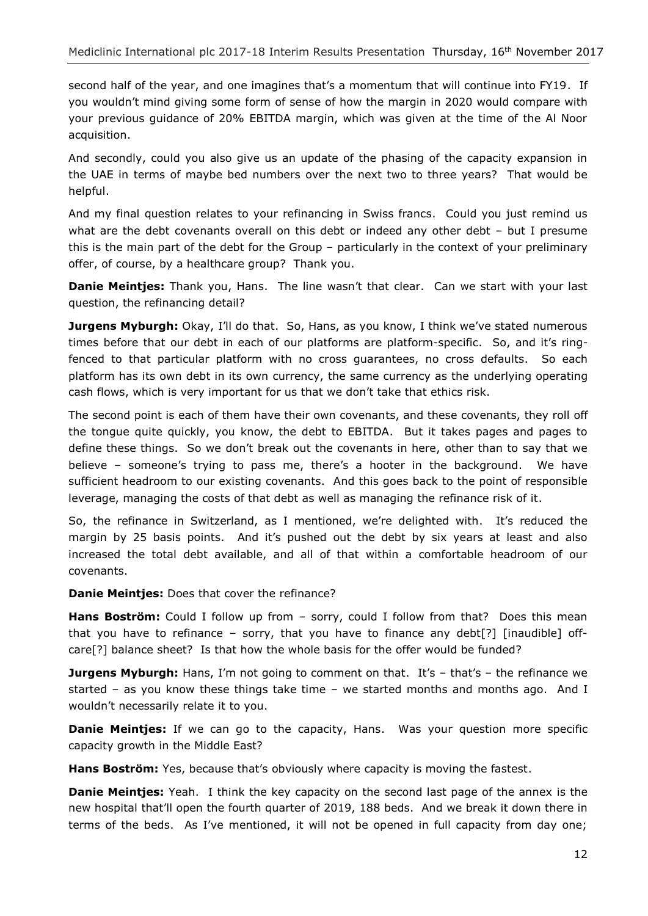second half of the year, and one imagines that's a momentum that will continue into FY19. If you wouldn't mind giving some form of sense of how the margin in 2020 would compare with your previous guidance of 20% EBITDA margin, which was given at the time of the Al Noor acquisition.

And secondly, could you also give us an update of the phasing of the capacity expansion in the UAE in terms of maybe bed numbers over the next two to three years? That would be helpful.

And my final question relates to your refinancing in Swiss francs. Could you just remind us what are the debt covenants overall on this debt or indeed any other debt – but I presume this is the main part of the debt for the Group – particularly in the context of your preliminary offer, of course, by a healthcare group? Thank you.

**Danie Meintjes:** Thank you, Hans. The line wasn't that clear. Can we start with your last question, the refinancing detail?

**Jurgens Myburgh:** Okay, I'll do that. So, Hans, as you know, I think we've stated numerous times before that our debt in each of our platforms are platform-specific. So, and it's ring-fenced to that particular platform with no cross guarantees, no cross defaults. So each platform has its own debt in its own currency, the same currency as the underlying operating cash flows, which is very important for us that we don't take that ethics risk.

The second point is each of them have their own covenants, and these covenants, they roll off the tongue quite quickly, you know, the debt to EBITDA. But it takes pages and pages to define these things. So we don't break out the covenants in here, other than to say that we believe – someone's trying to pass me, there's a hooter in the background. We have sufficient headroom to our existing covenants. And this goes back to the point of responsible leverage, managing the costs of that debt as well as managing the refinance risk of it.

So, the refinance in Switzerland, as I mentioned, we're delighted with. It's reduced the margin by 25 basis points. And it's pushed out the debt by six years at least and also increased the total debt available, and all of that within a comfortable headroom of our covenants.

**Danie Meintjes:** Does that cover the refinance?

**Hans Boström:** Could I follow up from – sorry, could I follow from that? Does this mean that you have to refinance – sorry, that you have to finance any debt[?] [inaudible] off-care[?] balance sheet? Is that how the whole basis for the offer would be funded?

**Jurgens Myburgh:** Hans, I'm not going to comment on that. It's – that's – the refinance we started – as you know these things take time – we started months and months ago. And I wouldn't necessarily relate it to you.

**Danie Meintjes:** If we can go to the capacity, Hans. Was your question more specific capacity growth in the Middle East?

**Hans Boström:** Yes, because that's obviously where capacity is moving the fastest.

**Danie Meintjes:** Yeah. I think the key capacity on the second last page of the annex is the new hospital that'll open the fourth quarter of 2019, 188 beds. And we break it down there in terms of the beds. As I've mentioned, it will not be opened in full capacity from day one;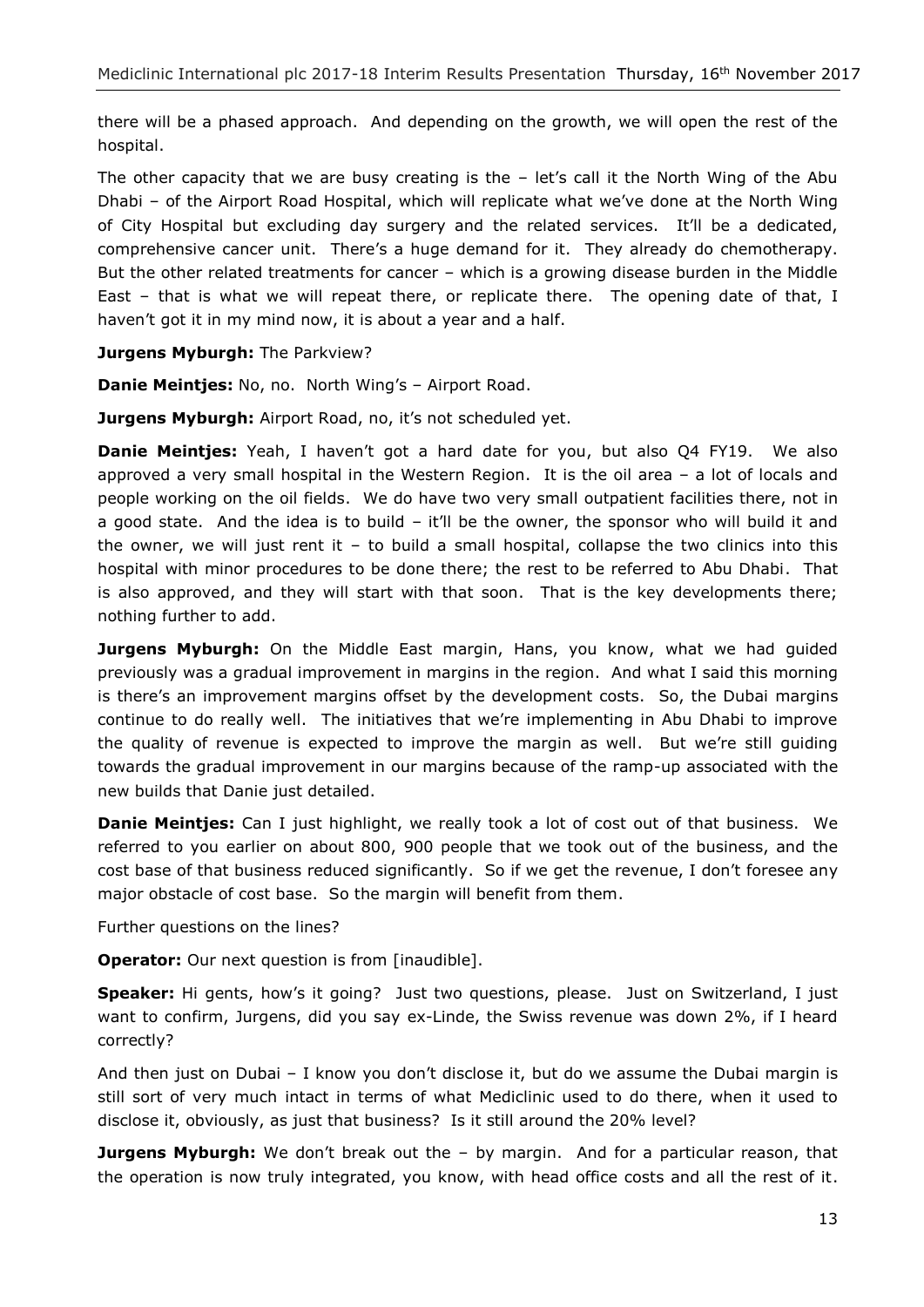there will be a phased approach. And depending on the growth, we will open the rest of the hospital.

The other capacity that we are busy creating is the – let's call it the North Wing of the Abu Dhabi – of the Airport Road Hospital, which will replicate what we've done at the North Wing of City Hospital but excluding day surgery and the related services. It'll be a dedicated, comprehensive cancer unit. There's a huge demand for it. They already do chemotherapy. But the other related treatments for cancer – which is a growing disease burden in the Middle East – that is what we will repeat there, or replicate there. The opening date of that, I haven't got it in my mind now, it is about a year and a half.

**Jurgens Myburgh:** The Parkview?

**Danie Meintjes:** No, no. North Wing's – Airport Road.

**Jurgens Myburgh:** Airport Road, no, it's not scheduled yet.

**Danie Meintjes:** Yeah, I haven't got a hard date for you, but also Q4 FY19. We also approved a very small hospital in the Western Region. It is the oil area – a lot of locals and people working on the oil fields. We do have two very small outpatient facilities there, not in a good state. And the idea is to build – it'll be the owner, the sponsor who will build it and the owner, we will just rent it – to build a small hospital, collapse the two clinics into this hospital with minor procedures to be done there; the rest to be referred to Abu Dhabi. That is also approved, and they will start with that soon. That is the key developments there; nothing further to add.

**Jurgens Myburgh:** On the Middle East margin, Hans, you know, what we had guided previously was a gradual improvement in margins in the region. And what I said this morning is there's an improvement margins offset by the development costs. So, the Dubai margins continue to do really well. The initiatives that we're implementing in Abu Dhabi to improve the quality of revenue is expected to improve the margin as well. But we're still guiding towards the gradual improvement in our margins because of the ramp-up associated with the new builds that Danie just detailed.

**Danie Meintjes:** Can I just highlight, we really took a lot of cost out of that business. We referred to you earlier on about 800, 900 people that we took out of the business, and the cost base of that business reduced significantly. So if we get the revenue, I don't foresee any major obstacle of cost base. So the margin will benefit from them.

Further questions on the lines?

**Operator:** Our next question is from [inaudible].

**Speaker:** Hi gents, how's it going? Just two questions, please. Just on Switzerland, I just want to confirm, Jurgens, did you say ex-Linde, the Swiss revenue was down 2%, if I heard correctly?

And then just on Dubai – I know you don't disclose it, but do we assume the Dubai margin is still sort of very much intact in terms of what Mediclinic used to do there, when it used to disclose it, obviously, as just that business? Is it still around the 20% level?

**Jurgens Myburgh:** We don't break out the – by margin. And for a particular reason, that the operation is now truly integrated, you know, with head office costs and all the rest of it.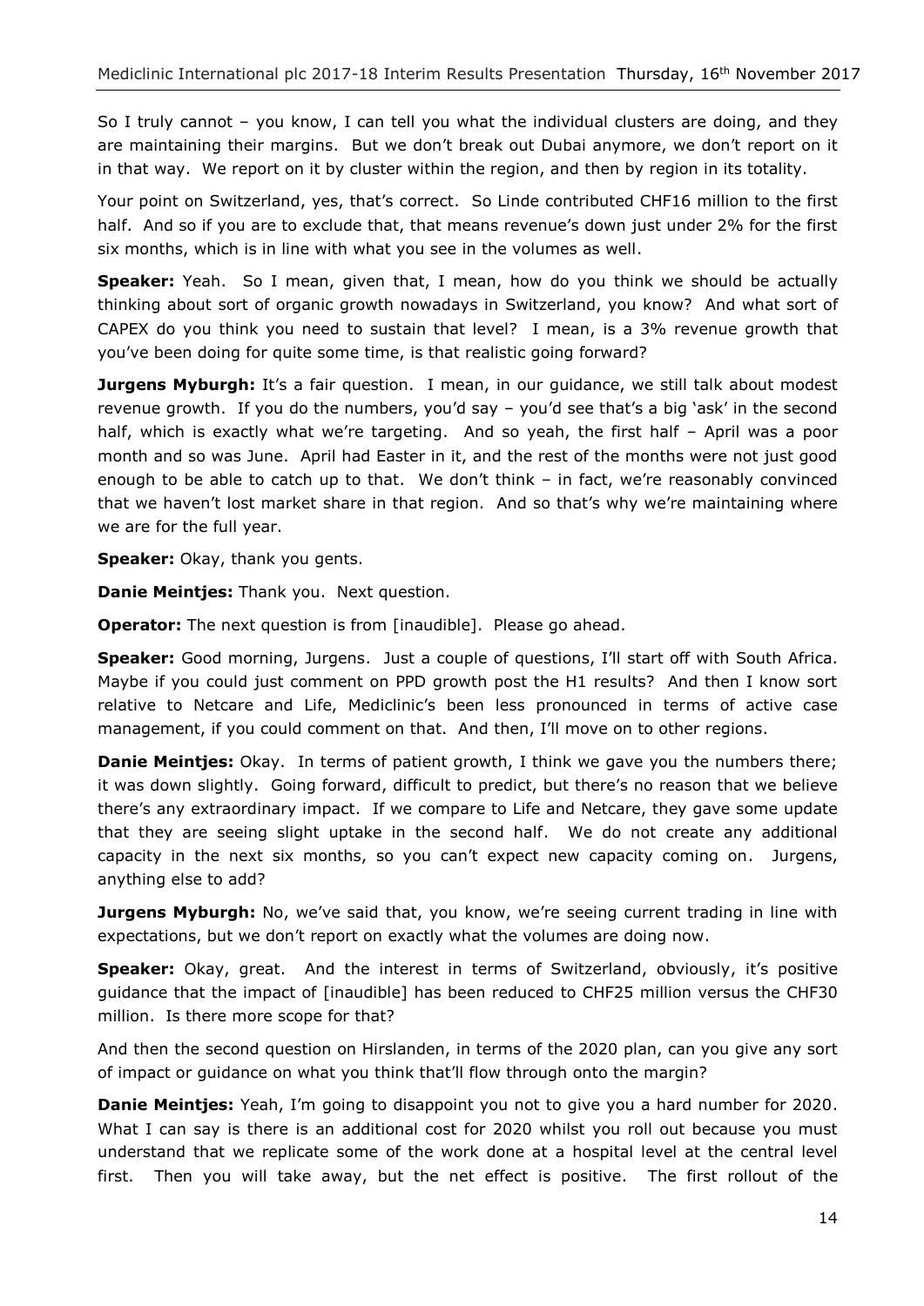So I truly cannot – you know, I can tell you what the individual clusters are doing, and they are maintaining their margins. But we don't break out Dubai anymore, we don't report on it in that way. We report on it by cluster within the region, and then by region in its totality.

Your point on Switzerland, yes, that's correct. So Linde contributed CHF16 million to the first half. And so if you are to exclude that, that means revenue's down just under 2% for the first six months, which is in line with what you see in the volumes as well.

**Speaker:** Yeah. So I mean, given that, I mean, how do you think we should be actually thinking about sort of organic growth nowadays in Switzerland, you know? And what sort of CAPEX do you think you need to sustain that level? I mean, is a 3% revenue growth that you've been doing for quite some time, is that realistic going forward?

**Jurgens Myburgh:** It's a fair question. I mean, in our guidance, we still talk about modest revenue growth. If you do the numbers, you'd say – you'd see that's a big 'ask' in the second half, which is exactly what we're targeting. And so yeah, the first half – April was a poor month and so was June. April had Easter in it, and the rest of the months were not just good enough to be able to catch up to that. We don't think – in fact, we're reasonably convinced that we haven't lost market share in that region. And so that's why we're maintaining where we are for the full year.

**Speaker:** Okay, thank you gents.

**Danie Meintjes:** Thank you. Next question.

**Operator:** The next question is from [inaudible]. Please go ahead.

**Speaker:** Good morning, Jurgens. Just a couple of questions, I'll start off with South Africa. Maybe if you could just comment on PPD growth post the H1 results? And then I know sort relative to Netcare and Life, Mediclinic's been less pronounced in terms of active case management, if you could comment on that. And then, I'll move on to other regions.

**Danie Meintjes:** Okay. In terms of patient growth, I think we gave you the numbers there; it was down slightly. Going forward, difficult to predict, but there's no reason that we believe there's any extraordinary impact. If we compare to Life and Netcare, they gave some update that they are seeing slight uptake in the second half. We do not create any additional capacity in the next six months, so you can't expect new capacity coming on. Jurgens, anything else to add?

**Jurgens Myburgh:** No, we've said that, you know, we're seeing current trading in line with expectations, but we don't report on exactly what the volumes are doing now.

**Speaker:** Okay, great. And the interest in terms of Switzerland, obviously, it's positive guidance that the impact of [inaudible] has been reduced to CHF25 million versus the CHF30 million. Is there more scope for that?

And then the second question on Hirslanden, in terms of the 2020 plan, can you give any sort of impact or guidance on what you think that'll flow through onto the margin?

**Danie Meintjes:** Yeah, I'm going to disappoint you not to give you a hard number for 2020. What I can say is there is an additional cost for 2020 whilst you roll out because you must understand that we replicate some of the work done at a hospital level at the central level first. Then you will take away, but the net effect is positive. The first rollout of the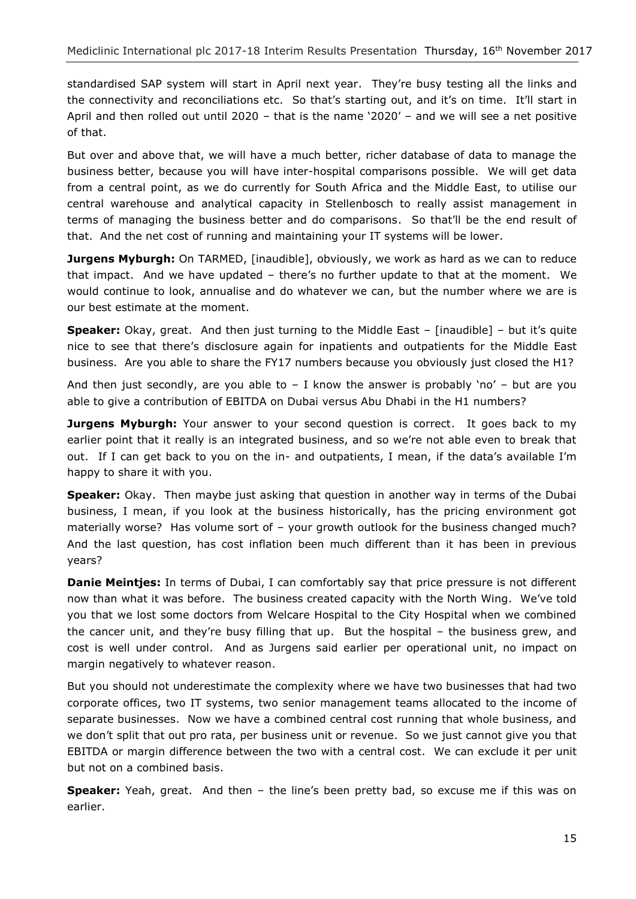standardised SAP system will start in April next year. They're busy testing all the links and the connectivity and reconciliations etc. So that's starting out, and it's on time. It'll start in April and then rolled out until 2020 – that is the name '2020' – and we will see a net positive of that.

But over and above that, we will have a much better, richer database of data to manage the business better, because you will have inter-hospital comparisons possible. We will get data from a central point, as we do currently for South Africa and the Middle East, to utilise our central warehouse and analytical capacity in Stellenbosch to really assist management in terms of managing the business better and do comparisons. So that'll be the end result of that. And the net cost of running and maintaining your IT systems will be lower.

**Jurgens Myburgh:** On TARMED, [inaudible], obviously, we work as hard as we can to reduce that impact. And we have updated – there's no further update to that at the moment. We would continue to look, annualise and do whatever we can, but the number where we are is our best estimate at the moment.

**Speaker:** Okay, great. And then just turning to the Middle East – [inaudible] – but it's quite nice to see that there's disclosure again for inpatients and outpatients for the Middle East business. Are you able to share the FY17 numbers because you obviously just closed the H1?

And then just secondly, are you able to – I know the answer is probably 'no' – but are you able to give a contribution of EBITDA on Dubai versus Abu Dhabi in the H1 numbers?

**Jurgens Myburgh:** Your answer to your second question is correct. It goes back to my earlier point that it really is an integrated business, and so we're not able even to break that out. If I can get back to you on the in- and outpatients, I mean, if the data's available I'm happy to share it with you.

**Speaker:** Okay. Then maybe just asking that question in another way in terms of the Dubai business, I mean, if you look at the business historically, has the pricing environment got materially worse? Has volume sort of – your growth outlook for the business changed much? And the last question, has cost inflation been much different than it has been in previous years?

**Danie Meintjes:** In terms of Dubai, I can comfortably say that price pressure is not different now than what it was before. The business created capacity with the North Wing. We've told you that we lost some doctors from Welcare Hospital to the City Hospital when we combined the cancer unit, and they're busy filling that up. But the hospital – the business grew, and cost is well under control. And as Jurgens said earlier per operational unit, no impact on margin negatively to whatever reason.

But you should not underestimate the complexity where we have two businesses that had two corporate offices, two IT systems, two senior management teams allocated to the income of separate businesses. Now we have a combined central cost running that whole business, and we don't split that out pro rata, per business unit or revenue. So we just cannot give you that EBITDA or margin difference between the two with a central cost. We can exclude it per unit but not on a combined basis.

**Speaker:** Yeah, great. And then – the line's been pretty bad, so excuse me if this was on earlier.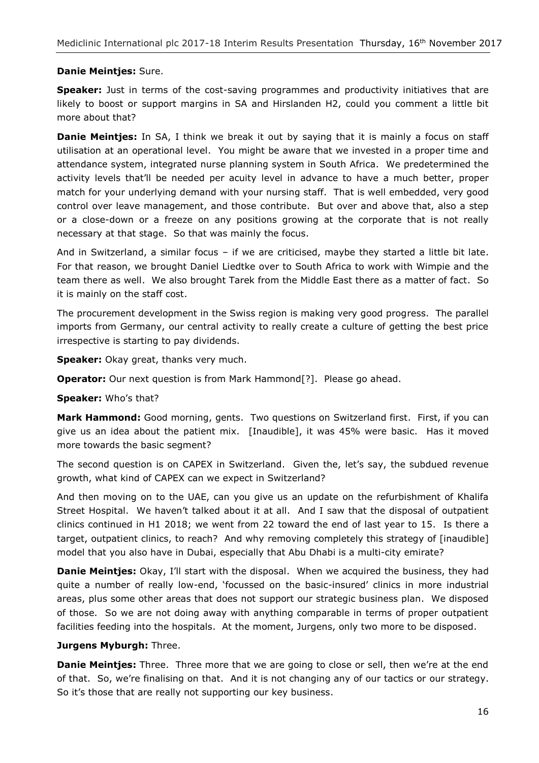**Danie Meintjes:** Sure.

**Speaker:** Just in terms of the cost-saving programmes and productivity initiatives that are likely to boost or support margins in SA and Hirslanden H2, could you comment a little bit more about that?

**Danie Meintjes:** In SA, I think we break it out by saying that it is mainly a focus on staff utilisation at an operational level. You might be aware that we invested in a proper time and attendance system, integrated nurse planning system in South Africa. We predetermined the activity levels that'll be needed per acuity level in advance to have a much better, proper match for your underlying demand with your nursing staff. That is well embedded, very good control over leave management, and those contribute. But over and above that, also a step or a close-down or a freeze on any positions growing at the corporate that is not really necessary at that stage. So that was mainly the focus.

And in Switzerland, a similar focus – if we are criticised, maybe they started a little bit late. For that reason, we brought Daniel Liedtke over to South Africa to work with Wimpie and the team there as well. We also brought Tarek from the Middle East there as a matter of fact. So it is mainly on the staff cost.

The procurement development in the Swiss region is making very good progress. The parallel imports from Germany, our central activity to really create a culture of getting the best price irrespective is starting to pay dividends.

**Speaker:** Okay great, thanks very much.

**Operator:** Our next question is from Mark Hammond[?]. Please go ahead.

**Speaker:** Who's that?

**Mark Hammond:** Good morning, gents. Two questions on Switzerland first. First, if you can give us an idea about the patient mix. [Inaudible], it was 45% were basic. Has it moved more towards the basic segment?

The second question is on CAPEX in Switzerland. Given the, let's say, the subdued revenue growth, what kind of CAPEX can we expect in Switzerland?

And then moving on to the UAE, can you give us an update on the refurbishment of Khalifa Street Hospital. We haven't talked about it at all. And I saw that the disposal of outpatient clinics continued in H1 2018; we went from 22 toward the end of last year to 15. Is there a target, outpatient clinics, to reach? And why removing completely this strategy of [inaudible] model that you also have in Dubai, especially that Abu Dhabi is a multi-city emirate?

**Danie Meintjes:** Okay, I'll start with the disposal. When we acquired the business, they had quite a number of really low-end, 'focussed on the basic-insured' clinics in more industrial areas, plus some other areas that does not support our strategic business plan. We disposed of those. So we are not doing away with anything comparable in terms of proper outpatient facilities feeding into the hospitals. At the moment, Jurgens, only two more to be disposed.

**Jurgens Myburgh:** Three.

**Danie Meintjes:** Three. Three more that we are going to close or sell, then we're at the end of that. So, we're finalising on that. And it is not changing any of our tactics or our strategy. So it's those that are really not supporting our key business.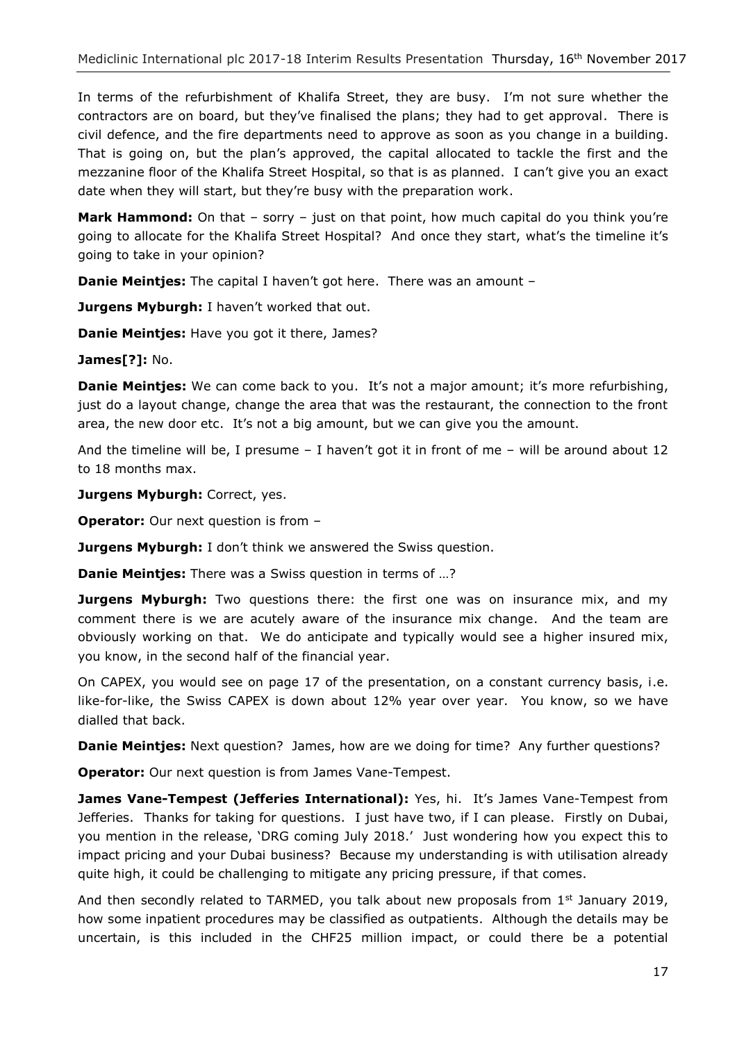In terms of the refurbishment of Khalifa Street, they are busy. I'm not sure whether the contractors are on board, but they've finalised the plans; they had to get approval. There is civil defence, and the fire departments need to approve as soon as you change in a building. That is going on, but the plan's approved, the capital allocated to tackle the first and the mezzanine floor of the Khalifa Street Hospital, so that is as planned. I can't give you an exact date when they will start, but they're busy with the preparation work.

**Mark Hammond:** On that – sorry – just on that point, how much capital do you think you're going to allocate for the Khalifa Street Hospital? And once they start, what's the timeline it's going to take in your opinion?

**Danie Meintjes:** The capital I haven't got here. There was an amount –

**Jurgens Myburgh:** I haven't worked that out.

**Danie Meintjes:** Have you got it there, James?

**James[?]:** No.

**Danie Meintjes:** We can come back to you. It's not a major amount; it's more refurbishing, just do a layout change, change the area that was the restaurant, the connection to the front area, the new door etc. It's not a big amount, but we can give you the amount.

And the timeline will be, I presume – I haven't got it in front of me – will be around about 12 to 18 months max.

**Jurgens Myburgh:** Correct, yes.

**Operator:** Our next question is from –

**Jurgens Myburgh:** I don't think we answered the Swiss question.

**Danie Meintjes:** There was a Swiss question in terms of …?

**Jurgens Myburgh:** Two questions there: the first one was on insurance mix, and my comment there is we are acutely aware of the insurance mix change. And the team are obviously working on that. We do anticipate and typically would see a higher insured mix, you know, in the second half of the financial year.

On CAPEX, you would see on page 17 of the presentation, on a constant currency basis, i.e. like-for-like, the Swiss CAPEX is down about 12% year over year. You know, so we have dialled that back.

**Danie Meintjes:** Next question? James, how are we doing for time? Any further questions?

**Operator:** Our next question is from James Vane-Tempest.

**James Vane-Tempest (Jefferies International):** Yes, hi. It's James Vane-Tempest from Jefferies. Thanks for taking for questions. I just have two, if I can please. Firstly on Dubai, you mention in the release, 'DRG coming July 2018.' Just wondering how you expect this to impact pricing and your Dubai business? Because my understanding is with utilisation already quite high, it could be challenging to mitigate any pricing pressure, if that comes.

And then secondly related to TARMED, you talk about new proposals from 1st January 2019, how some inpatient procedures may be classified as outpatients. Although the details may be uncertain, is this included in the CHF25 million impact, or could there be a potential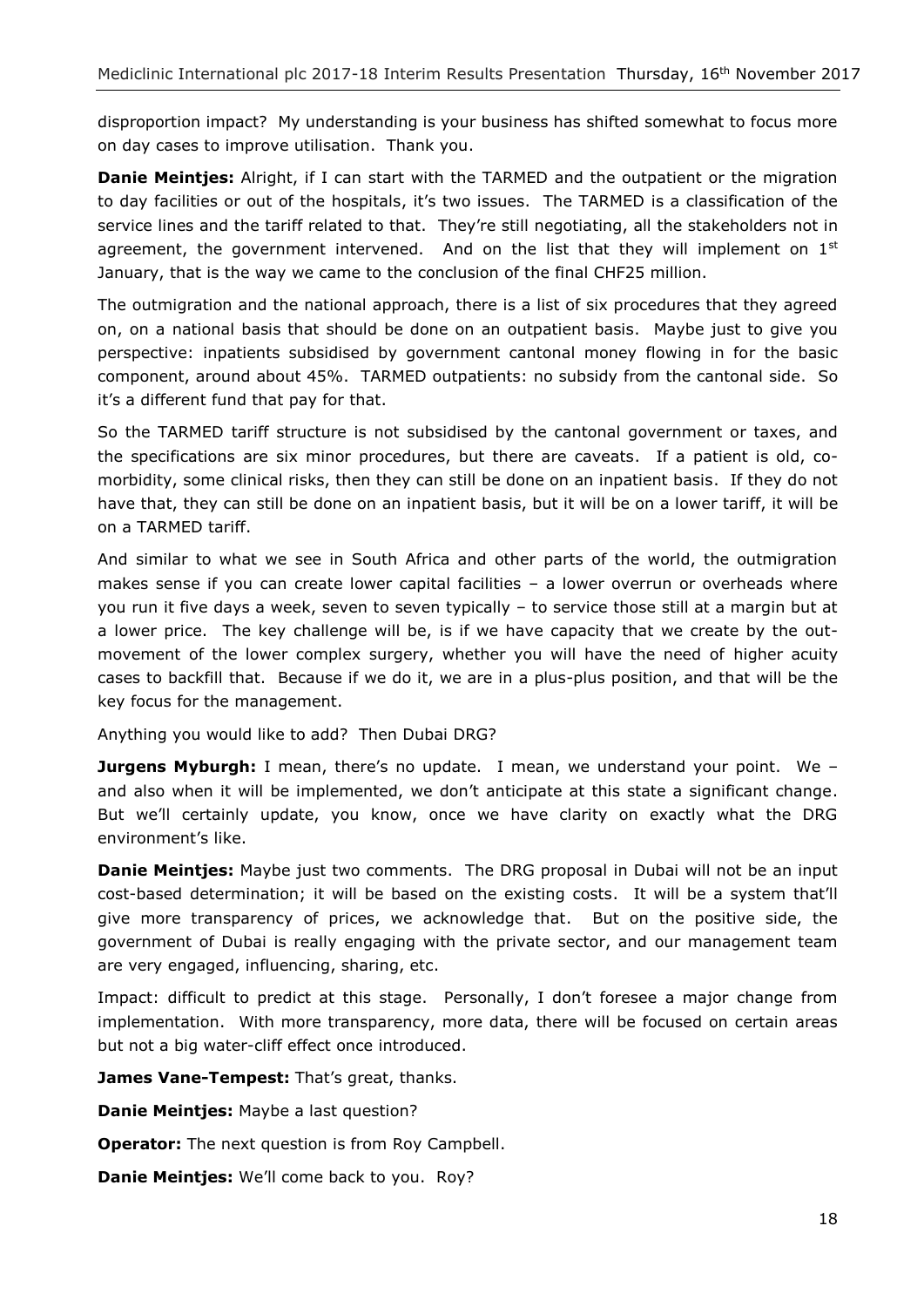disproportion impact? My understanding is your business has shifted somewhat to focus more on day cases to improve utilisation. Thank you.

**Danie Meintjes:** Alright, if I can start with the TARMED and the outpatient or the migration to day facilities or out of the hospitals, it's two issues. The TARMED is a classification of the service lines and the tariff related to that. They're still negotiating, all the stakeholders not in agreement, the government intervened. And on the list that they will implement on 1st January, that is the way we came to the conclusion of the final CHF25 million.

The outmigration and the national approach, there is a list of six procedures that they agreed on, on a national basis that should be done on an outpatient basis. Maybe just to give you perspective: inpatients subsidised by government cantonal money flowing in for the basic component, around about 45%. TARMED outpatients: no subsidy from the cantonal side. So it's a different fund that pay for that.

So the TARMED tariff structure is not subsidised by the cantonal government or taxes, and the specifications are six minor procedures, but there are caveats. If a patient is old, co-morbidity, some clinical risks, then they can still be done on an inpatient basis. If they do not have that, they can still be done on an inpatient basis, but it will be on a lower tariff, it will be on a TARMED tariff.

And similar to what we see in South Africa and other parts of the world, the outmigration makes sense if you can create lower capital facilities – a lower overrun or overheads where you run it five days a week, seven to seven typically – to service those still at a margin but at a lower price. The key challenge will be, is if we have capacity that we create by the out-movement of the lower complex surgery, whether you will have the need of higher acuity cases to backfill that. Because if we do it, we are in a plus-plus position, and that will be the key focus for the management.

Anything you would like to add? Then Dubai DRG?

**Jurgens Myburgh:** I mean, there's no update. I mean, we understand your point. We – and also when it will be implemented, we don't anticipate at this state a significant change. But we'll certainly update, you know, once we have clarity on exactly what the DRG environment's like.

**Danie Meintjes:** Maybe just two comments. The DRG proposal in Dubai will not be an input cost-based determination; it will be based on the existing costs. It will be a system that'll give more transparency of prices, we acknowledge that. But on the positive side, the government of Dubai is really engaging with the private sector, and our management team are very engaged, influencing, sharing, etc.

Impact: difficult to predict at this stage. Personally, I don't foresee a major change from implementation. With more transparency, more data, there will be focused on certain areas but not a big water-cliff effect once introduced.

**James Vane-Tempest:** That's great, thanks.

**Danie Meintjes:** Maybe a last question?

**Operator:** The next question is from Roy Campbell.

**Danie Meintjes:** We'll come back to you. Roy?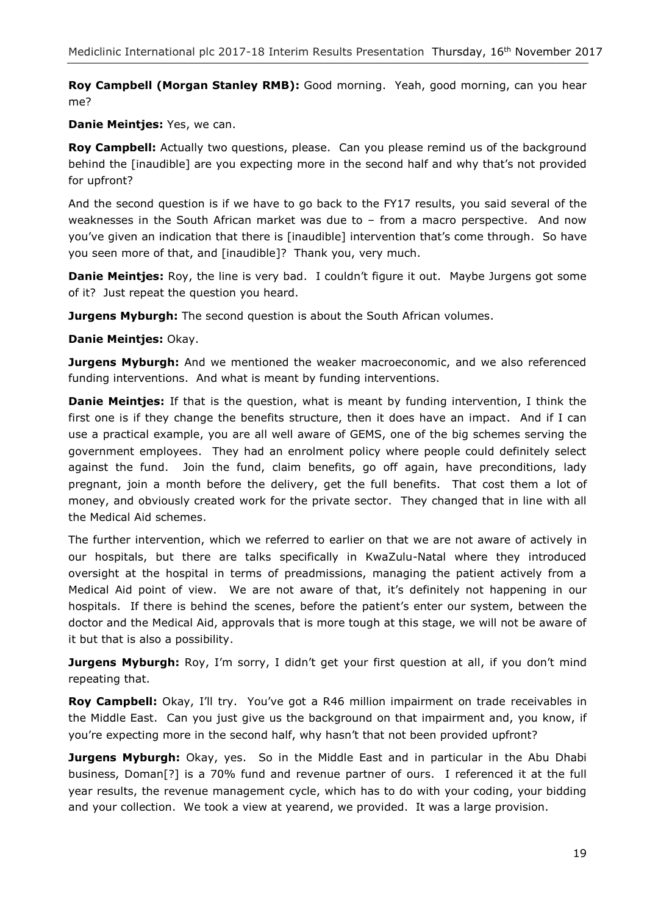**Roy Campbell (Morgan Stanley RMB):** Good morning. Yeah, good morning, can you hear me?

**Danie Meintjes:** Yes, we can.

**Roy Campbell:** Actually two questions, please. Can you please remind us of the background behind the [inaudible] are you expecting more in the second half and why that's not provided for upfront?

And the second question is if we have to go back to the FY17 results, you said several of the weaknesses in the South African market was due to – from a macro perspective. And now you've given an indication that there is [inaudible] intervention that's come through. So have you seen more of that, and [inaudible]? Thank you, very much.

**Danie Meintjes:** Roy, the line is very bad. I couldn't figure it out. Maybe Jurgens got some of it? Just repeat the question you heard.

**Jurgens Myburgh:** The second question is about the South African volumes.

**Danie Meintjes:** Okay.

**Jurgens Myburgh:** And we mentioned the weaker macroeconomic, and we also referenced funding interventions. And what is meant by funding interventions.

**Danie Meintjes:** If that is the question, what is meant by funding intervention, I think the first one is if they change the benefits structure, then it does have an impact. And if I can use a practical example, you are all well aware of GEMS, one of the big schemes serving the government employees. They had an enrolment policy where people could definitely select against the fund. Join the fund, claim benefits, go off again, have preconditions, lady pregnant, join a month before the delivery, get the full benefits. That cost them a lot of money, and obviously created work for the private sector. They changed that in line with all the Medical Aid schemes.

The further intervention, which we referred to earlier on that we are not aware of actively in our hospitals, but there are talks specifically in KwaZulu-Natal where they introduced oversight at the hospital in terms of preadmissions, managing the patient actively from a Medical Aid point of view. We are not aware of that, it's definitely not happening in our hospitals. If there is behind the scenes, before the patient's enter our system, between the doctor and the Medical Aid, approvals that is more tough at this stage, we will not be aware of it but that is also a possibility.

**Jurgens Myburgh:** Roy, I'm sorry, I didn't get your first question at all, if you don't mind repeating that.

**Roy Campbell:** Okay, I'll try. You've got a R46 million impairment on trade receivables in the Middle East. Can you just give us the background on that impairment and, you know, if you're expecting more in the second half, why hasn't that not been provided upfront?

**Jurgens Myburgh:** Okay, yes. So in the Middle East and in particular in the Abu Dhabi business, Doman[?] is a 70% fund and revenue partner of ours. I referenced it at the full year results, the revenue management cycle, which has to do with your coding, your bidding and your collection. We took a view at yearend, we provided. It was a large provision.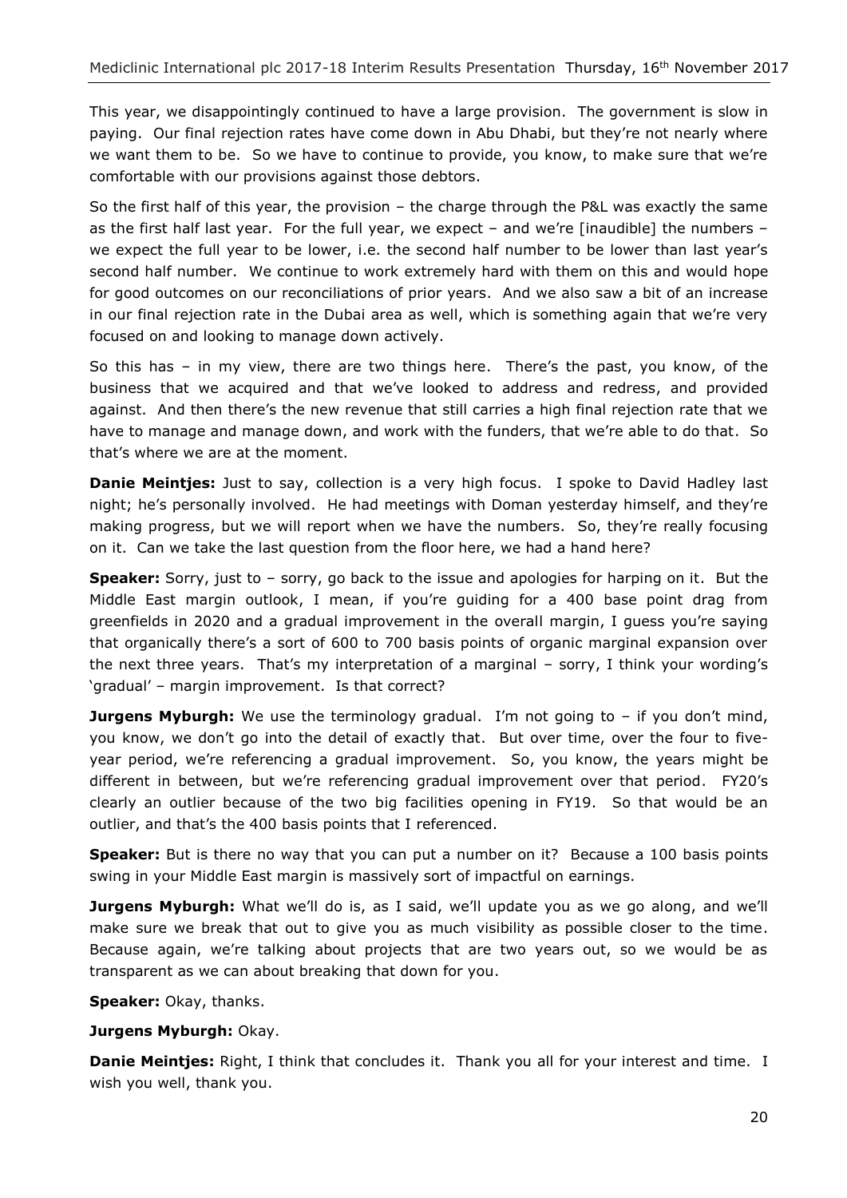This year, we disappointingly continued to have a large provision. The government is slow in paying. Our final rejection rates have come down in Abu Dhabi, but they're not nearly where we want them to be. So we have to continue to provide, you know, to make sure that we're comfortable with our provisions against those debtors.

So the first half of this year, the provision – the charge through the P&L was exactly the same as the first half last year. For the full year, we expect – and we're [inaudible] the numbers – we expect the full year to be lower, i.e. the second half number to be lower than last year's second half number. We continue to work extremely hard with them on this and would hope for good outcomes on our reconciliations of prior years. And we also saw a bit of an increase in our final rejection rate in the Dubai area as well, which is something again that we're very focused on and looking to manage down actively.

So this has – in my view, there are two things here. There's the past, you know, of the business that we acquired and that we've looked to address and redress, and provided against. And then there's the new revenue that still carries a high final rejection rate that we have to manage and manage down, and work with the funders, that we're able to do that. So that's where we are at the moment.

**Danie Meintjes:** Just to say, collection is a very high focus. I spoke to David Hadley last night; he's personally involved. He had meetings with Doman yesterday himself, and they're making progress, but we will report when we have the numbers. So, they're really focusing on it. Can we take the last question from the floor here, we had a hand here?

**Speaker:** Sorry, just to – sorry, go back to the issue and apologies for harping on it. But the Middle East margin outlook, I mean, if you're guiding for a 400 base point drag from greenfields in 2020 and a gradual improvement in the overall margin, I guess you're saying that organically there's a sort of 600 to 700 basis points of organic marginal expansion over the next three years. That's my interpretation of a marginal – sorry, I think your wording's 'gradual' – margin improvement. Is that correct?

**Jurgens Myburgh:** We use the terminology gradual. I'm not going to – if you don't mind, you know, we don't go into the detail of exactly that. But over time, over the four to five-year period, we're referencing a gradual improvement. So, you know, the years might be different in between, but we're referencing gradual improvement over that period. FY20's clearly an outlier because of the two big facilities opening in FY19. So that would be an outlier, and that's the 400 basis points that I referenced.

**Speaker:** But is there no way that you can put a number on it? Because a 100 basis points swing in your Middle East margin is massively sort of impactful on earnings.

**Jurgens Myburgh:** What we'll do is, as I said, we'll update you as we go along, and we'll make sure we break that out to give you as much visibility as possible closer to the time. Because again, we're talking about projects that are two years out, so we would be as transparent as we can about breaking that down for you.

**Speaker:** Okay, thanks.

**Jurgens Myburgh:** Okay.

**Danie Meintjes:** Right, I think that concludes it. Thank you all for your interest and time. I wish you well, thank you.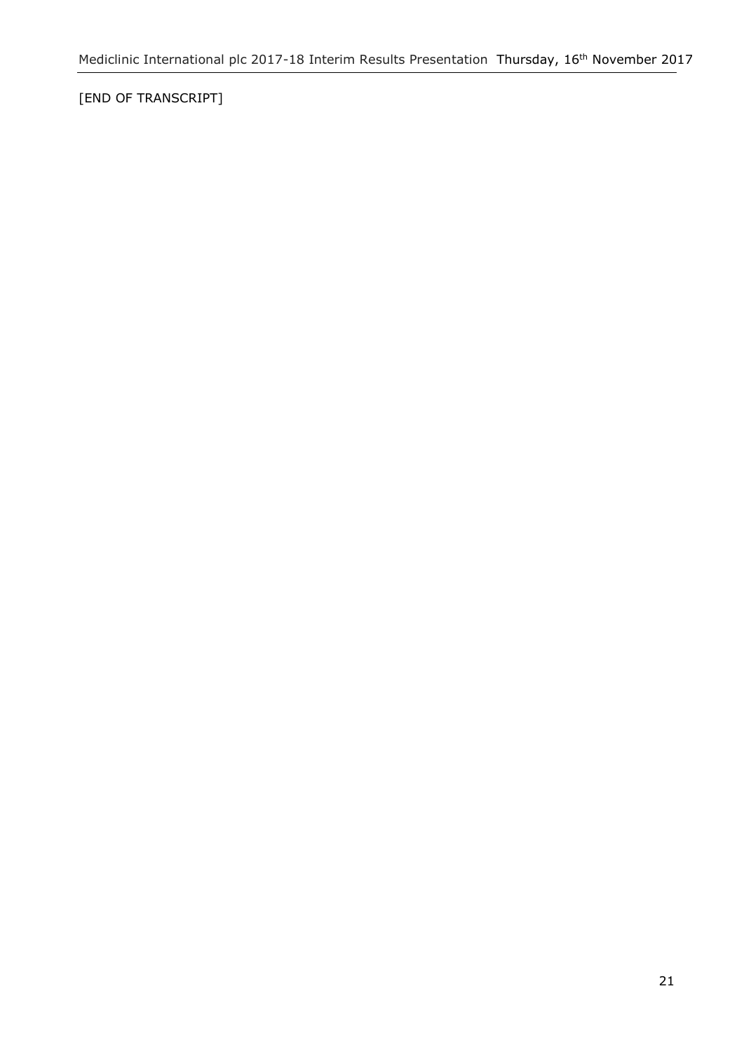[END OF TRANSCRIPT]